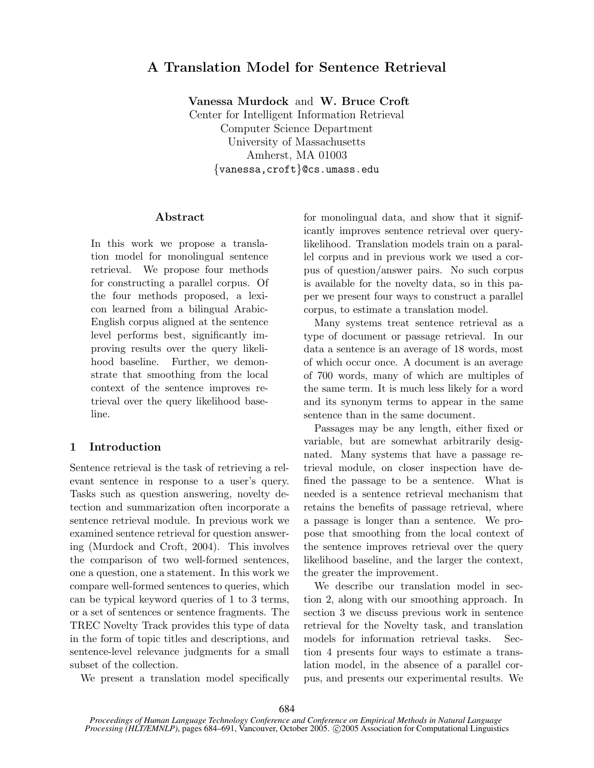# A Translation Model for Sentence Retrieval

**Vanessa Murdock** and **W. Bruce Croft**
Center for Intelligent Information Retrieval
Computer Science Department
University of Massachusetts
Amherst, MA 01003
{vanessa,croft}@cs.umass.edu

## Abstract

In this work we propose a translation model for monolingual sentence retrieval. We propose four methods for constructing a parallel corpus. Of the four methods proposed, a lexicon learned from a bilingual Arabic-English corpus aligned at the sentence level performs best, significantly improving results over the query likelihood baseline. Further, we demonstrate that smoothing from the local context of the sentence improves retrieval over the query likelihood baseline.

## 1 Introduction

Sentence retrieval is the task of retrieving a relevant sentence in response to a user's query. Tasks such as question answering, novelty detection and summarization often incorporate a sentence retrieval module. In previous work we examined sentence retrieval for question answering (Murdock and Croft, 2004). This involves the comparison of two well-formed sentences, one a question, one a statement. In this work we compare well-formed sentences to queries, which can be typical keyword queries of 1 to 3 terms, or a set of sentences or sentence fragments. The TREC Novelty Track provides this type of data in the form of topic titles and descriptions, and sentence-level relevance judgments for a small subset of the collection.

We present a translation model specifically for monolingual data, and show that it significantly improves sentence retrieval over query-likelihood. Translation models train on a parallel corpus and in previous work we used a corpus of question/answer pairs. No such corpus is available for the novelty data, so in this paper we present four ways to construct a parallel corpus, to estimate a translation model.

Many systems treat sentence retrieval as a type of document or passage retrieval. In our data a sentence is an average of 18 words, most of which occur once. A document is an average of 700 words, many of which are multiples of the same term. It is much less likely for a word and its synonym terms to appear in the same sentence than in the same document.

Passages may be any length, either fixed or variable, but are somewhat arbitrarily designated. Many systems that have a passage retrieval module, on closer inspection have defined the passage to be a sentence. What is needed is a sentence retrieval mechanism that retains the benefits of passage retrieval, where a passage is longer than a sentence. We propose that smoothing from the local context of the sentence improves retrieval over the query likelihood baseline, and the larger the context, the greater the improvement.

We describe our translation model in section 2, along with our smoothing approach. In section 3 we discuss previous work in sentence retrieval for the Novelty task, and translation models for information retrieval tasks. Section 4 presents four ways to estimate a translation model, in the absence of a parallel corpus, and presents our experimental results. We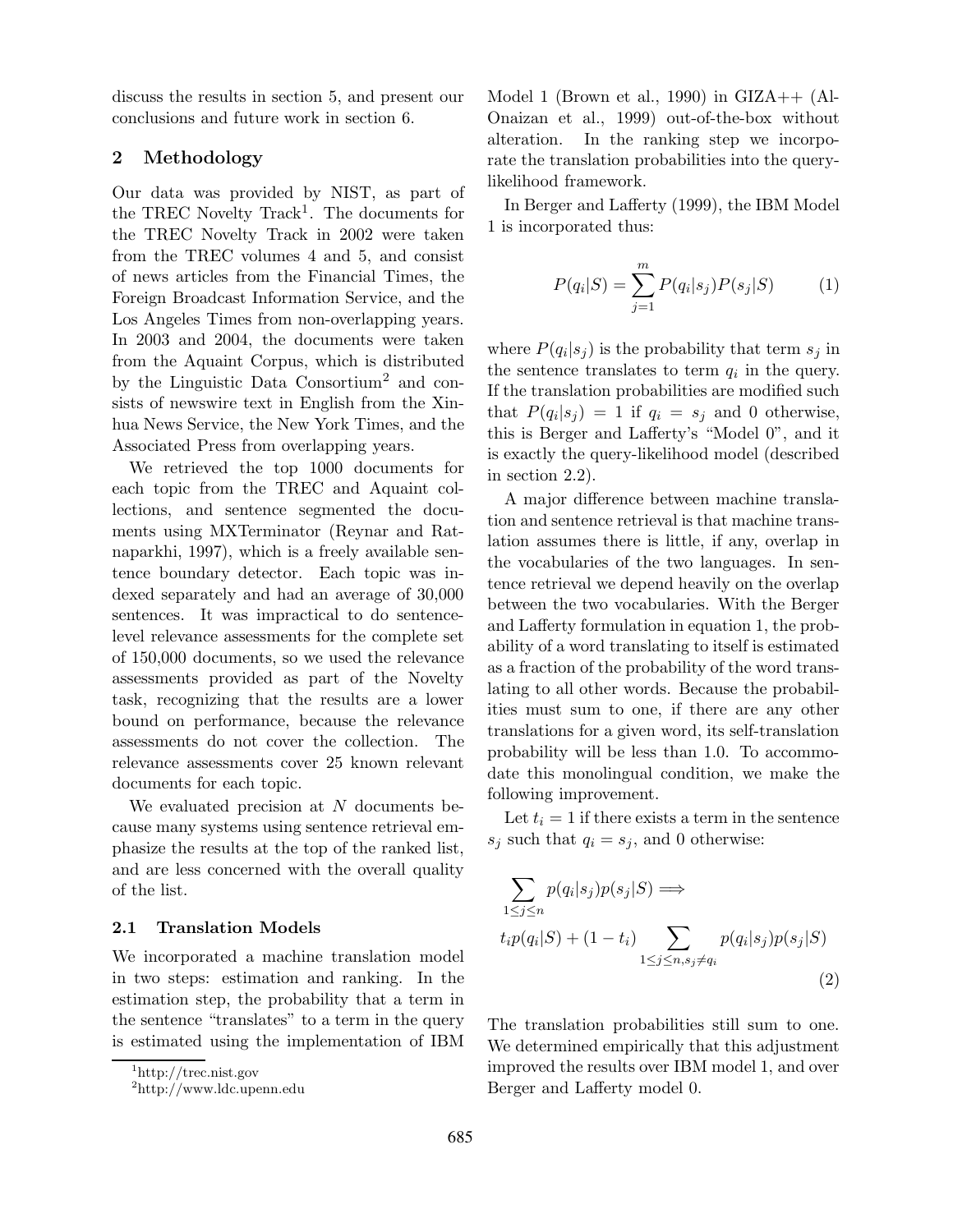discuss the results in section 5, and present our conclusions and future work in section 6.

## 2 Methodology

Our data was provided by NIST, as part of the TREC Novelty Track[1]. The documents for the TREC Novelty Track in 2002 were taken from the TREC volumes 4 and 5, and consist of news articles from the Financial Times, the Foreign Broadcast Information Service, and the Los Angeles Times from non-overlapping years. In 2003 and 2004, the documents were taken from the Aquaint Corpus, which is distributed by the Linguistic Data Consortium[2] and consists of newswire text in English from the Xinhua News Service, the New York Times, and the Associated Press from overlapping years.

We retrieved the top 1000 documents for each topic from the TREC and Aquaint collections, and sentence segmented the documents using MXTerminator (Reynar and Ratnaparkhi, 1997), which is a freely available sentence boundary detector. Each topic was indexed separately and had an average of 30,000 sentences. It was impractical to do sentence-level relevance assessments for the complete set of 150,000 documents, so we used the relevance assessments provided as part of the Novelty task, recognizing that the results are a lower bound on performance, because the relevance assessments do not cover the collection. The relevance assessments cover 25 known relevant documents for each topic.

We evaluated precision at $N$ documents because many systems using sentence retrieval emphasize the results at the top of the ranked list, and are less concerned with the overall quality of the list.

### 2.1 Translation Models

We incorporated a machine translation model in two steps: estimation and ranking. In the estimation step, the probability that a term in the sentence "translates" to a term in the query is estimated using the implementation of IBM Model 1 (Brown et al., 1990) in GIZA++ (Al-Onaizan et al., 1999) out-of-the-box without alteration. In the ranking step we incorporate the translation probabilities into the query-likelihood framework.

In Berger and Lafferty (1999), the IBM Model 1 is incorporated thus:

$$P(q_i|S) = \sum_{j=1}^{m} P(q_i|s_j)P(s_j|S) \qquad (1)$$

where $P(q_i|s_j)$ is the probability that term $s_j$ in the sentence translates to term $q_i$ in the query. If the translation probabilities are modified such that $P(q_i|s_j) = 1$ if $q_i = s_j$ and 0 otherwise, this is Berger and Lafferty's "Model 0", and it is exactly the query-likelihood model (described in section 2.2).

A major difference between machine translation and sentence retrieval is that machine translation assumes there is little, if any, overlap in the vocabularies of the two languages. In sentence retrieval we depend heavily on the overlap between the two vocabularies. With the Berger and Lafferty formulation in equation 1, the probability of a word translating to itself is estimated as a fraction of the probability of the word translating to all other words. Because the probabilities must sum to one, if there are any other translations for a given word, its self-translation probability will be less than 1.0. To accommodate this monolingual condition, we make the following improvement.

Let $t_i = 1$ if there exists a term in the sentence $s_j$ such that $q_i = s_j$, and 0 otherwise:

$$\sum_{1 \le j \le n} p(q_i|s_j)p(s_j|S) \Longrightarrow$$
$$t_i p(q_i|S) + (1 - t_i) \sum_{1 \le j \le n, s_j \ne q_i} p(q_i|s_j)p(s_j|S) \qquad (2)$$

The translation probabilities still sum to one. We determined empirically that this adjustment improved the results over IBM model 1, and over Berger and Lafferty model 0.

[1] http://trec.nist.gov

[2] http://www.ldc.upenn.edu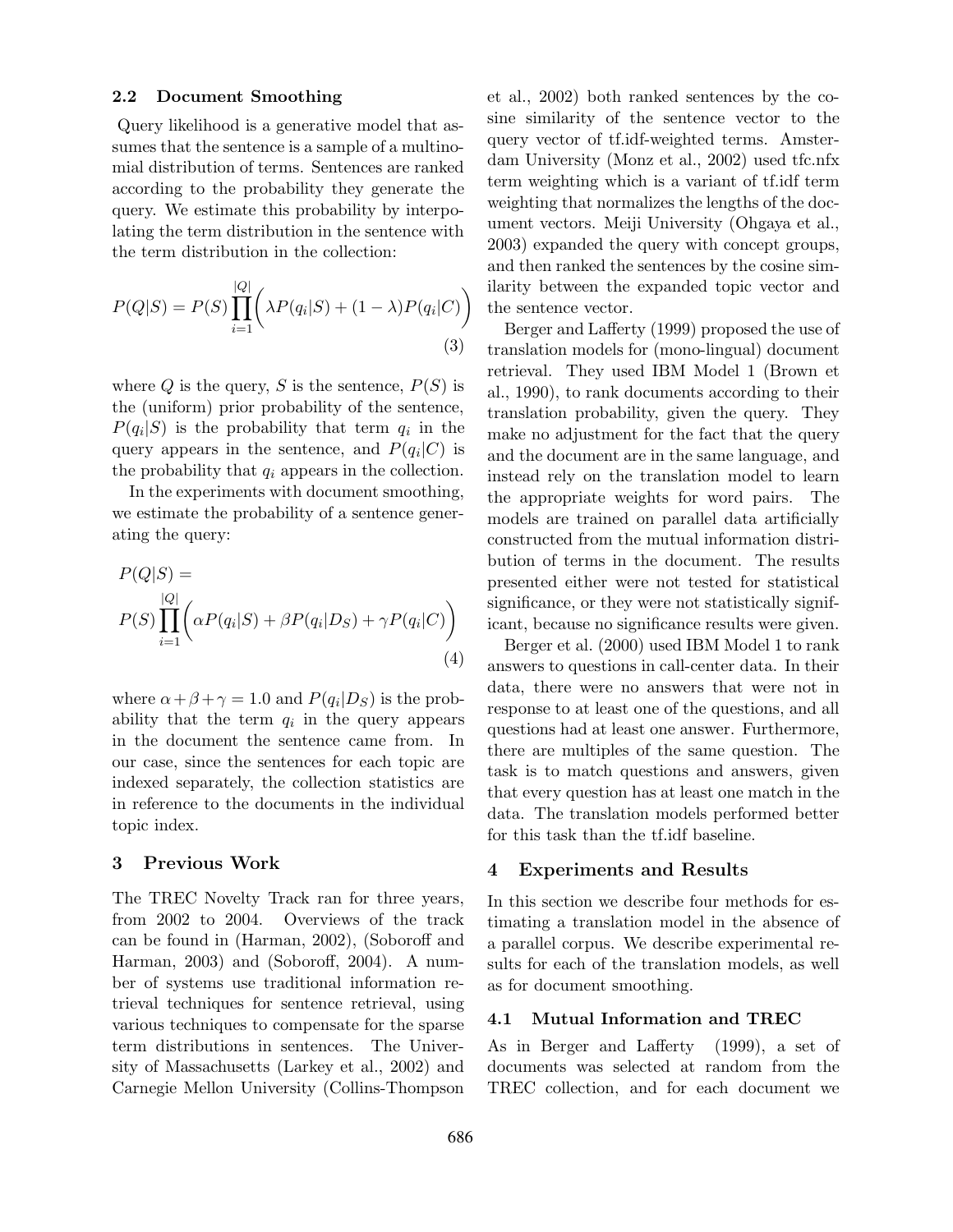### 2.2 Document Smoothing

Query likelihood is a generative model that assumes that the sentence is a sample of a multinomial distribution of terms. Sentences are ranked according to the probability they generate the query. We estimate this probability by interpolating the term distribution in the sentence with the term distribution in the collection:

$$P(Q|S) = P(S) \prod_{i=1}^{|Q|} \bigg( \lambda P(q_i|S) + (1-\lambda) P(q_i|C) \bigg) \tag{3}$$

where $Q$ is the query, $S$ is the sentence, $P(S)$ is the (uniform) prior probability of the sentence, $P(q_i|S)$ is the probability that term $q_i$ in the query appears in the sentence, and $P(q_i|C)$ is the probability that $q_i$ appears in the collection.

In the experiments with document smoothing, we estimate the probability of a sentence generating the query:

$$P(Q|S) = P(S) \prod_{i=1}^{|Q|} \bigg( \alpha P(q_i|S) + \beta P(q_i|D_S) + \gamma P(q_i|C) \bigg) \tag{4}$$

where $\alpha + \beta + \gamma = 1.0$ and $P(q_i|D_S)$ is the probability that the term $q_i$ in the query appears in the document the sentence came from. In our case, since the sentences for each topic are indexed separately, the collection statistics are in reference to the documents in the individual topic index.

## 3 Previous Work

The TREC Novelty Track ran for three years, from 2002 to 2004. Overviews of the track can be found in (Harman, 2002), (Soboroff and Harman, 2003) and (Soboroff, 2004). A number of systems use traditional information retrieval techniques for sentence retrieval, using various techniques to compensate for the sparse term distributions in sentences. The University of Massachusetts (Larkey et al., 2002) and Carnegie Mellon University (Collins-Thompson et al., 2002) both ranked sentences by the cosine similarity of the sentence vector to the query vector of tf.idf-weighted terms. Amsterdam University (Monz et al., 2002) used tfc.nfx term weighting which is a variant of tf.idf term weighting that normalizes the lengths of the document vectors. Meiji University (Ohgaya et al., 2003) expanded the query with concept groups, and then ranked the sentences by the cosine similarity between the expanded topic vector and the sentence vector.

Berger and Lafferty (1999) proposed the use of translation models for (mono-lingual) document retrieval. They used IBM Model 1 (Brown et al., 1990), to rank documents according to their translation probability, given the query. They make no adjustment for the fact that the query and the document are in the same language, and instead rely on the translation model to learn the appropriate weights for word pairs. The models are trained on parallel data artificially constructed from the mutual information distribution of terms in the document. The results presented either were not tested for statistical significance, or they were not statistically significant, because no significance results were given.

Berger et al. (2000) used IBM Model 1 to rank answers to questions in call-center data. In their data, there were no answers that were not in response to at least one of the questions, and all questions had at least one answer. Furthermore, there are multiples of the same question. The task is to match questions and answers, given that every question has at least one match in the data. The translation models performed better for this task than the tf.idf baseline.

## 4 Experiments and Results

In this section we describe four methods for estimating a translation model in the absence of a parallel corpus. We describe experimental results for each of the translation models, as well as for document smoothing.

### 4.1 Mutual Information and TREC

As in Berger and Lafferty (1999), a set of documents was selected at random from the TREC collection, and for each document we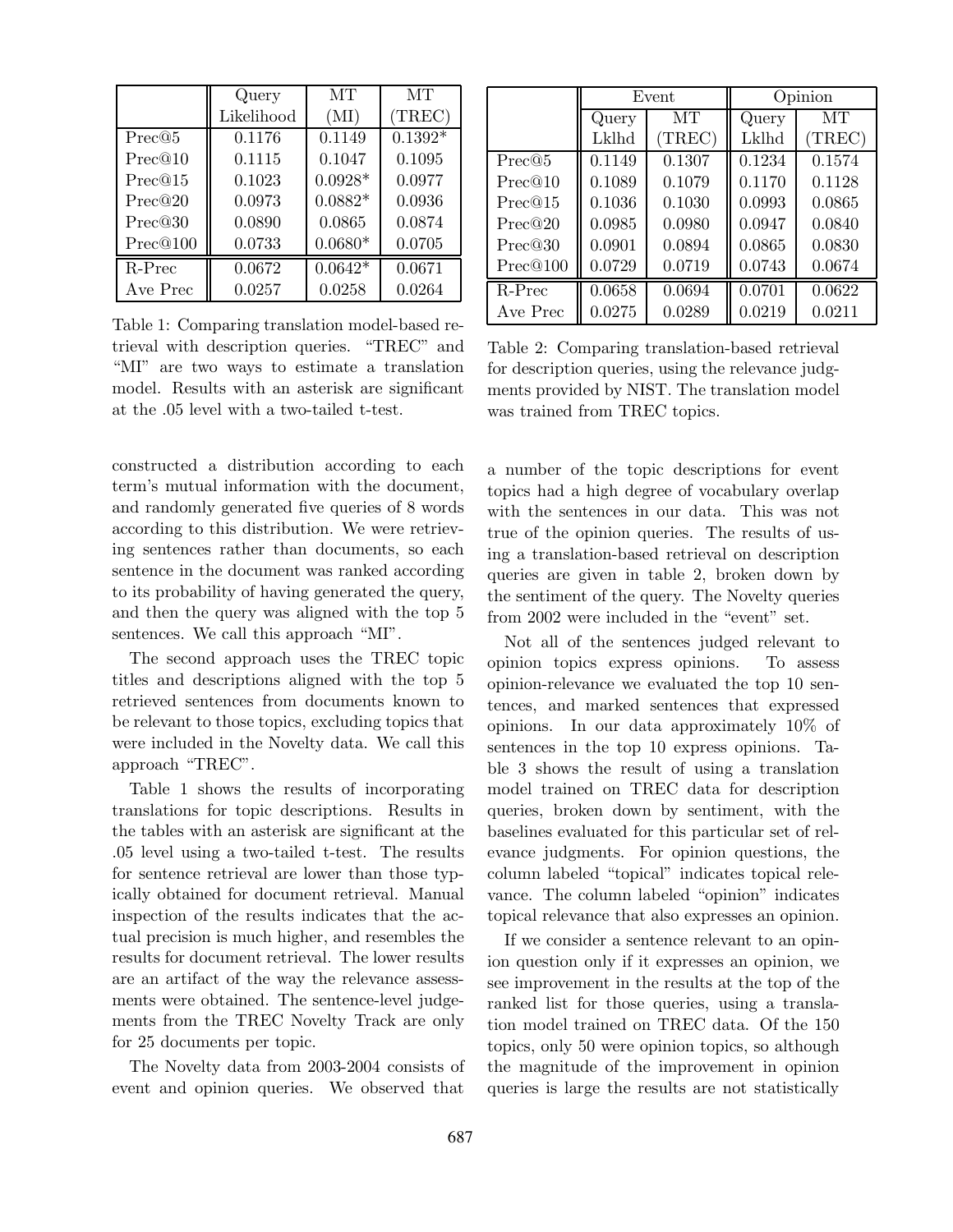| | Query Likelihood | MT (MI) | MT (TREC) |
|---|---|---|---|
| Prec@5 | 0.1176 | 0.1149 | 0.1392* |
| Prec@10 | 0.1115 | 0.1047 | 0.1095 |
| Prec@15 | 0.1023 | 0.0928* | 0.0977 |
| Prec@20 | 0.0973 | 0.0882* | 0.0936 |
| Prec@30 | 0.0890 | 0.0865 | 0.0874 |
| Prec@100 | 0.0733 | 0.0680* | 0.0705 |
| R-Prec | 0.0672 | 0.0642* | 0.0671 |
| Ave Prec | 0.0257 | 0.0258 | 0.0264 |

Table 1: Comparing translation model-based retrieval with description queries. "TREC" and "MI" are two ways to estimate a translation model. Results with an asterisk are significant at the .05 level with a two-tailed t-test.

| | Event | | Opinion | |
|---|---|---|---|---|
| | Query Lklhd | MT (TREC) | Query Lklhd | MT (TREC) |
| Prec@5 | 0.1149 | 0.1307 | 0.1234 | 0.1574 |
| Prec@10 | 0.1089 | 0.1079 | 0.1170 | 0.1128 |
| Prec@15 | 0.1036 | 0.1030 | 0.0993 | 0.0865 |
| Prec@20 | 0.0985 | 0.0980 | 0.0947 | 0.0840 |
| Prec@30 | 0.0901 | 0.0894 | 0.0865 | 0.0830 |
| Prec@100 | 0.0729 | 0.0719 | 0.0743 | 0.0674 |
| R-Prec | 0.0658 | 0.0694 | 0.0701 | 0.0622 |
| Ave Prec | 0.0275 | 0.0289 | 0.0219 | 0.0211 |

Table 2: Comparing translation-based retrieval for description queries, using the relevance judgments provided by NIST. The translation model was trained from TREC topics.

constructed a distribution according to each term's mutual information with the document, and randomly generated five queries of 8 words according to this distribution. We were retrieving sentences rather than documents, so each sentence in the document was ranked according to its probability of having generated the query, and then the query was aligned with the top 5 sentences. We call this approach "MI".

The second approach uses the TREC topic titles and descriptions aligned with the top 5 retrieved sentences from documents known to be relevant to those topics, excluding topics that were included in the Novelty data. We call this approach "TREC".

Table 1 shows the results of incorporating translations for topic descriptions. Results in the tables with an asterisk are significant at the .05 level using a two-tailed t-test. The results for sentence retrieval are lower than those typically obtained for document retrieval. Manual inspection of the results indicates that the actual precision is much higher, and resembles the results for document retrieval. The lower results are an artifact of the way the relevance assessments were obtained. The sentence-level judgements from the TREC Novelty Track are only for 25 documents per topic.

The Novelty data from 2003-2004 consists of event and opinion queries. We observed that a number of the topic descriptions for event topics had a high degree of vocabulary overlap with the sentences in our data. This was not true of the opinion queries. The results of using a translation-based retrieval on description queries are given in table 2, broken down by the sentiment of the query. The Novelty queries from 2002 were included in the "event" set.

Not all of the sentences judged relevant to opinion topics express opinions. To assess opinion-relevance we evaluated the top 10 sentences, and marked sentences that expressed opinions. In our data approximately 10% of sentences in the top 10 express opinions. Table 3 shows the result of using a translation model trained on TREC data for description queries, broken down by sentiment, with the baselines evaluated for this particular set of relevance judgments. For opinion questions, the column labeled "topical" indicates topical relevance. The column labeled "opinion" indicates topical relevance that also expresses an opinion.

If we consider a sentence relevant to an opinion question only if it expresses an opinion, we see improvement in the results at the top of the ranked list for those queries, using a translation model trained on TREC data. Of the 150 topics, only 50 were opinion topics, so although the magnitude of the improvement in opinion queries is large the results are not statistically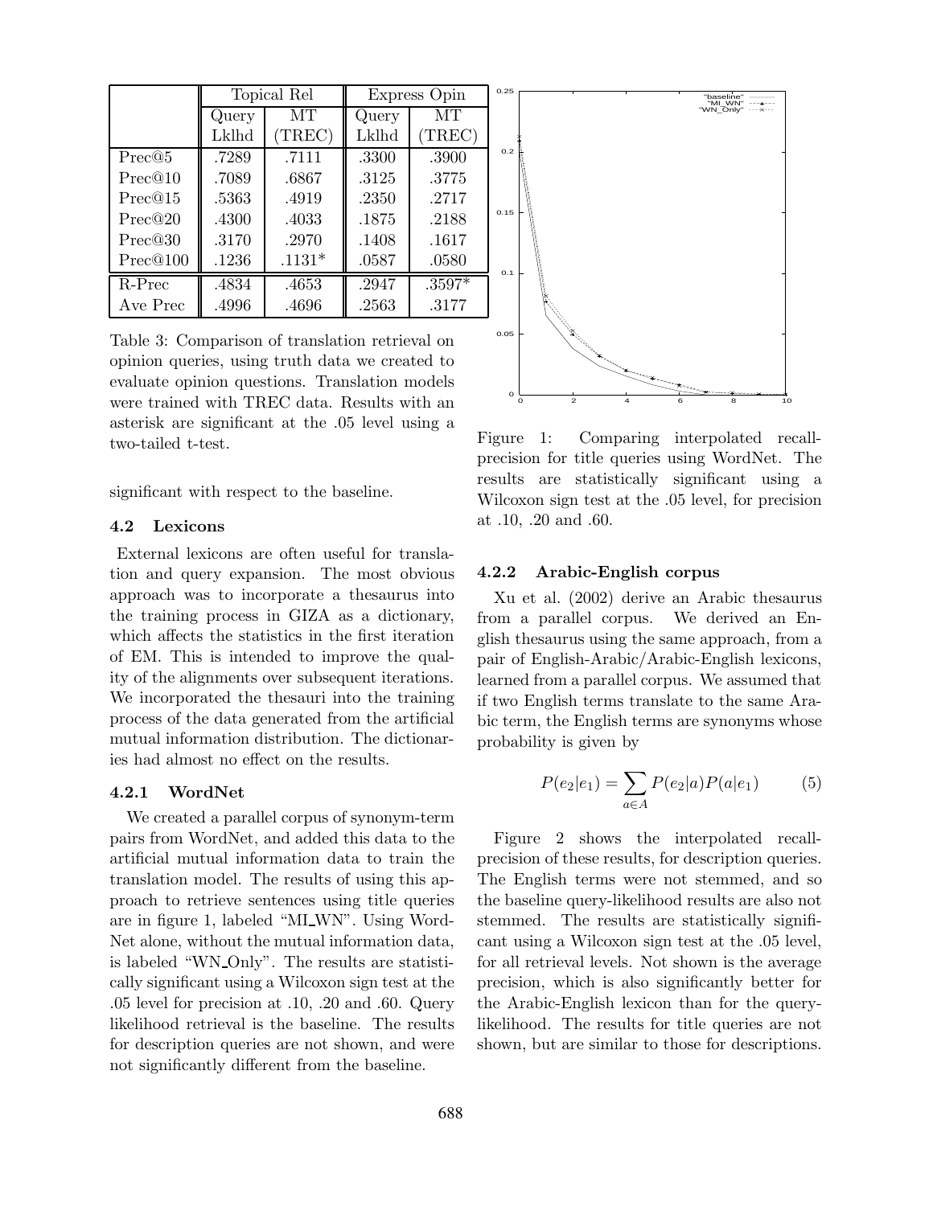|  | Topical Rel |  | Express Opin |  |
|---|---|---|---|---|
|  | Query Lklhd | MT (TREC) | Query Lklhd | MT (TREC) |
| Prec@5 | .7289 | .7111 | .3300 | .3900 |
| Prec@10 | .7089 | .6867 | .3125 | .3775 |
| Prec@15 | .5363 | .4919 | .2350 | .2717 |
| Prec@20 | .4300 | .4033 | .1875 | .2188 |
| Prec@30 | .3170 | .2970 | .1408 | .1617 |
| Prec@100 | .1236 | .1131* | .0587 | .0580 |
| R-Prec | .4834 | .4653 | .2947 | .3597* |
| Ave Prec | .4996 | .4696 | .2563 | .3177 |

Table 3: Comparison of translation retrieval on opinion queries, using truth data we created to evaluate opinion questions. Translation models were trained with TREC data. Results with an asterisk are significant at the .05 level using a two-tailed t-test.

significant with respect to the baseline.

### 4.2 Lexicons

External lexicons are often useful for translation and query expansion. The most obvious approach was to incorporate a thesaurus into the training process in GIZA as a dictionary, which affects the statistics in the first iteration of EM. This is intended to improve the quality of the alignments over subsequent iterations. We incorporated the thesauri into the training process of the data generated from the artificial mutual information distribution. The dictionaries had almost no effect on the results.

#### 4.2.1 WordNet

We created a parallel corpus of synonym-term pairs from WordNet, and added this data to the artificial mutual information data to train the translation model. The results of using this approach to retrieve sentences using title queries are in figure 1, labeled "MI_WN". Using WordNet alone, without the mutual information data, is labeled "WN_Only". The results are statistically significant using a Wilcoxon sign test at the .05 level for precision at .10, .20 and .60. Query likelihood retrieval is the baseline. The results for description queries are not shown, and were not significantly different from the baseline.

Figure 1: Comparing interpolated recall-precision for title queries using WordNet. The results are statistically significant using a Wilcoxon sign test at the .05 level, for precision at .10, .20 and .60.

#### 4.2.2 Arabic-English corpus

Xu et al. (2002) derive an Arabic thesaurus from a parallel corpus. We derived an English thesaurus using the same approach, from a pair of English-Arabic/Arabic-English lexicons, learned from a parallel corpus. We assumed that if two English terms translate to the same Arabic term, the English terms are synonyms whose probability is given by

$$P(e_2|e_1) = \sum_{a \in A} P(e_2|a)P(a|e_1) \tag{5}$$

Figure 2 shows the interpolated recall-precision of these results, for description queries. The English terms were not stemmed, and so the baseline query-likelihood results are also not stemmed. The results are statistically significant using a Wilcoxon sign test at the .05 level, for all retrieval levels. Not shown is the average precision, which is also significantly better for the Arabic-English lexicon than for the query-likelihood. The results for title queries are not shown, but are similar to those for descriptions.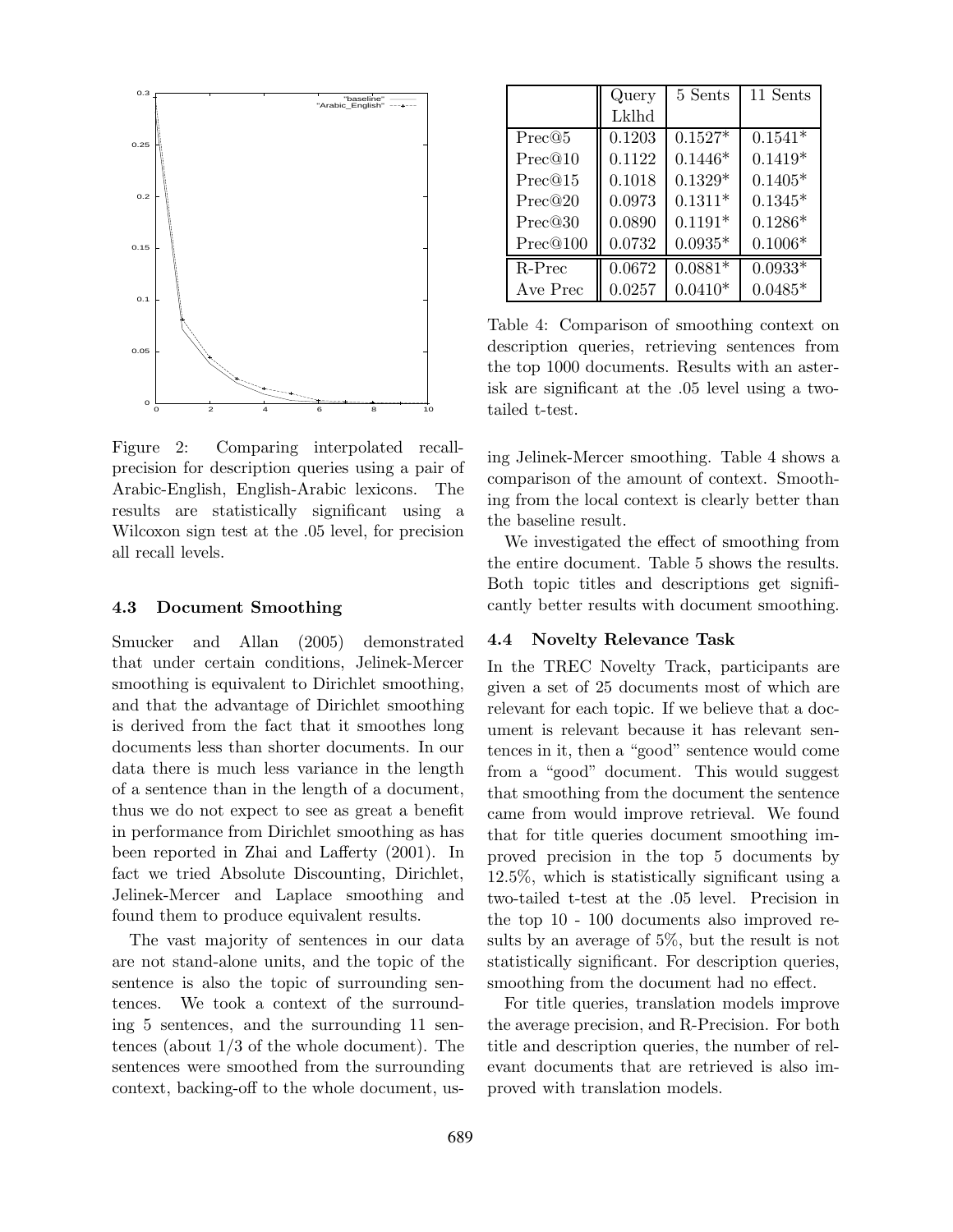Figure 2: Comparing interpolated recall-precision for description queries using a pair of Arabic-English, English-Arabic lexicons. The results are statistically significant using a Wilcoxon sign test at the .05 level, for precision all recall levels.

### 4.3 Document Smoothing

Smucker and Allan (2005) demonstrated that under certain conditions, Jelinek-Mercer smoothing is equivalent to Dirichlet smoothing, and that the advantage of Dirichlet smoothing is derived from the fact that it smoothes long documents less than shorter documents. In our data there is much less variance in the length of a sentence than in the length of a document, thus we do not expect to see as great a benefit in performance from Dirichlet smoothing as has been reported in Zhai and Lafferty (2001). In fact we tried Absolute Discounting, Dirichlet, Jelinek-Mercer and Laplace smoothing and found them to produce equivalent results.

The vast majority of sentences in our data are not stand-alone units, and the topic of the sentence is also the topic of surrounding sentences. We took a context of the surrounding 5 sentences, and the surrounding 11 sentences (about 1/3 of the whole document). The sentences were smoothed from the surrounding context, backing-off to the whole document, using Jelinek-Mercer smoothing. Table 4 shows a comparison of the amount of context. Smoothing from the local context is clearly better than the baseline result.

| | Query Lklhd | 5 Sents | 11 Sents |
|---|---|---|---|
| Prec@5 | 0.1203 | 0.1527* | 0.1541* |
| Prec@10 | 0.1122 | 0.1446* | 0.1419* |
| Prec@15 | 0.1018 | 0.1329* | 0.1405* |
| Prec@20 | 0.0973 | 0.1311* | 0.1345* |
| Prec@30 | 0.0890 | 0.1191* | 0.1286* |
| Prec@100 | 0.0732 | 0.0935* | 0.1006* |
| R-Prec | 0.0672 | 0.0881* | 0.0933* |
| Ave Prec | 0.0257 | 0.0410* | 0.0485* |

Table 4: Comparison of smoothing context on description queries, retrieving sentences from the top 1000 documents. Results with an asterisk are significant at the .05 level using a two-tailed t-test.

We investigated the effect of smoothing from the entire document. Table 5 shows the results. Both topic titles and descriptions get significantly better results with document smoothing.

### 4.4 Novelty Relevance Task

In the TREC Novelty Track, participants are given a set of 25 documents most of which are relevant for each topic. If we believe that a document is relevant because it has relevant sentences in it, then a "good" sentence would come from a "good" document. This would suggest that smoothing from the document the sentence came from would improve retrieval. We found that for title queries document smoothing improved precision in the top 5 documents by 12.5%, which is statistically significant using a two-tailed t-test at the .05 level. Precision in the top 10 - 100 documents also improved results by an average of 5%, but the result is not statistically significant. For description queries, smoothing from the document had no effect.

For title queries, translation models improve the average precision, and R-Precision. For both title and description queries, the number of relevant documents that are retrieved is also improved with translation models.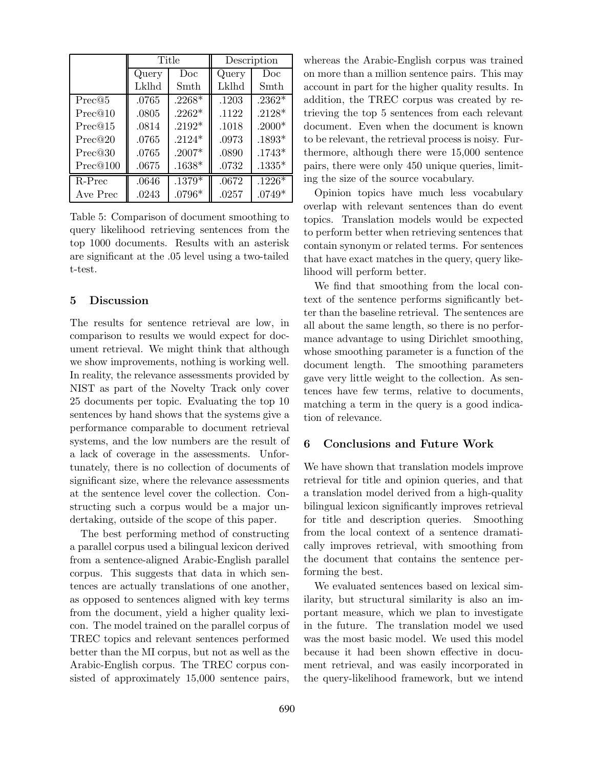| | Title | | Description | |
|---|---|---|---|---|
| | Query Lklhd | Doc Smth | Query Lklhd | Doc Smth |
| Prec@5 | .0765 | .2268* | .1203 | .2362* |
| Prec@10 | .0805 | .2262* | .1122 | .2128* |
| Prec@15 | .0814 | .2192* | .1018 | .2000* |
| Prec@20 | .0765 | .2124* | .0973 | .1893* |
| Prec@30 | .0765 | .2007* | .0890 | .1743* |
| Prec@100 | .0675 | .1638* | .0732 | .1335* |
| R-Prec | .0646 | .1379* | .0672 | .1226* |
| Ave Prec | .0243 | .0796* | .0257 | .0749* |

Table 5: Comparison of document smoothing to query likelihood retrieving sentences from the top 1000 documents. Results with an asterisk are significant at the .05 level using a two-tailed t-test.

## 5 Discussion

The results for sentence retrieval are low, in comparison to results we would expect for document retrieval. We might think that although we show improvements, nothing is working well. In reality, the relevance assessments provided by NIST as part of the Novelty Track only cover 25 documents per topic. Evaluating the top 10 sentences by hand shows that the systems give a performance comparable to document retrieval systems, and the low numbers are the result of a lack of coverage in the assessments. Unfortunately, there is no collection of documents of significant size, where the relevance assessments at the sentence level cover the collection. Constructing such a corpus would be a major undertaking, outside of the scope of this paper.

The best performing method of constructing a parallel corpus used a bilingual lexicon derived from a sentence-aligned Arabic-English parallel corpus. This suggests that data in which sentences are actually translations of one another, as opposed to sentences aligned with key terms from the document, yield a higher quality lexicon. The model trained on the parallel corpus of TREC topics and relevant sentences performed better than the MI corpus, but not as well as the Arabic-English corpus. The TREC corpus consisted of approximately 15,000 sentence pairs, whereas the Arabic-English corpus was trained on more than a million sentence pairs. This may account in part for the higher quality results. In addition, the TREC corpus was created by retrieving the top 5 sentences from each relevant document. Even when the document is known to be relevant, the retrieval process is noisy. Furthermore, although there were 15,000 sentence pairs, there were only 450 unique queries, limiting the size of the source vocabulary.

Opinion topics have much less vocabulary overlap with relevant sentences than do event topics. Translation models would be expected to perform better when retrieving sentences that contain synonym or related terms. For sentences that have exact matches in the query, query likelihood will perform better.

We find that smoothing from the local context of the sentence performs significantly better than the baseline retrieval. The sentences are all about the same length, so there is no performance advantage to using Dirichlet smoothing, whose smoothing parameter is a function of the document length. The smoothing parameters gave very little weight to the collection. As sentences have few terms, relative to documents, matching a term in the query is a good indication of relevance.

## 6 Conclusions and Future Work

We have shown that translation models improve retrieval for title and opinion queries, and that a translation model derived from a high-quality bilingual lexicon significantly improves retrieval for title and description queries. Smoothing from the local context of a sentence dramatically improves retrieval, with smoothing from the document that contains the sentence performing the best.

We evaluated sentences based on lexical similarity, but structural similarity is also an important measure, which we plan to investigate in the future. The translation model we used was the most basic model. We used this model because it had been shown effective in document retrieval, and was easily incorporated in the query-likelihood framework, but we intend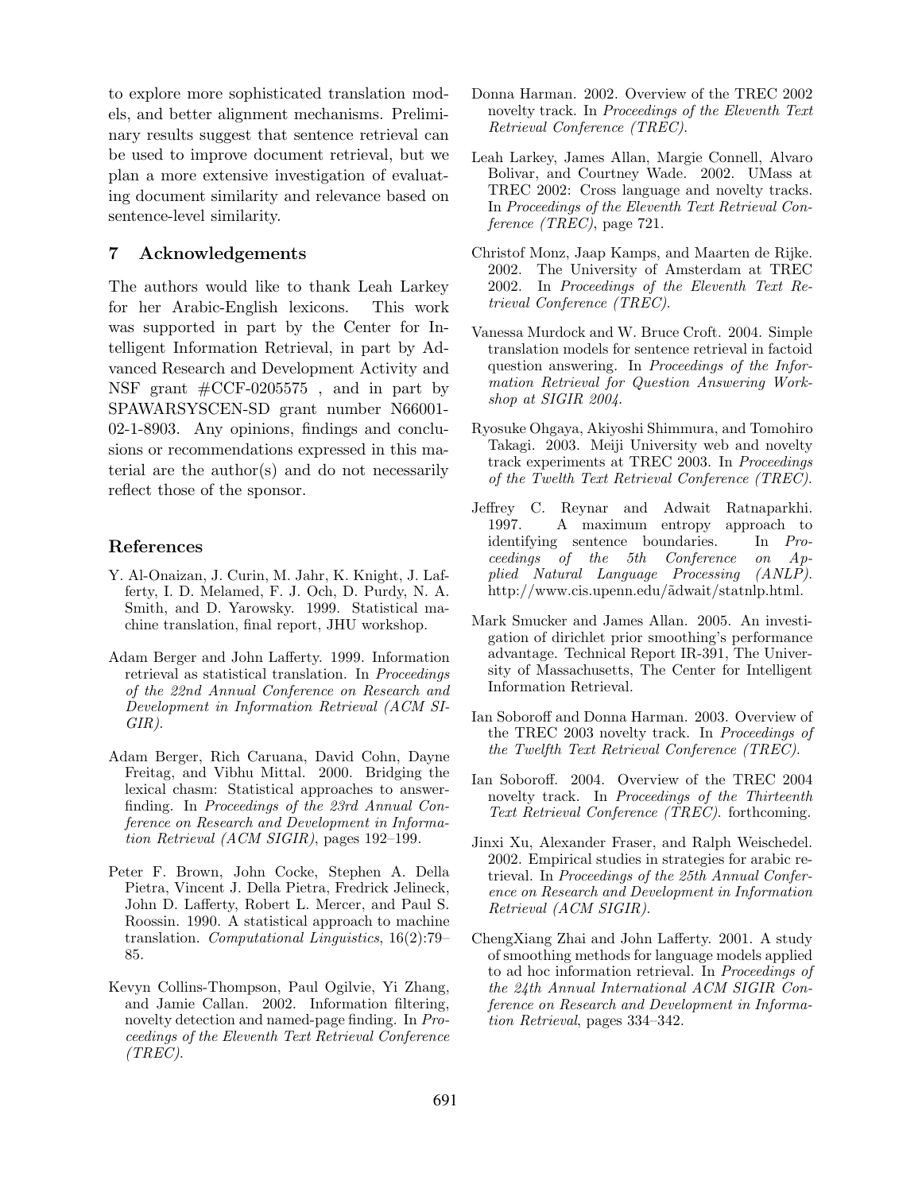to explore more sophisticated translation models, and better alignment mechanisms. Preliminary results suggest that sentence retrieval can be used to improve document retrieval, but we plan a more extensive investigation of evaluating document similarity and relevance based on sentence-level similarity.

## 7 Acknowledgements

The authors would like to thank Leah Larkey for her Arabic-English lexicons. This work was supported in part by the Center for Intelligent Information Retrieval, in part by Advanced Research and Development Activity and NSF grant #CCF-0205575 , and in part by SPAWARSYSCEN-SD grant number N66001-02-1-8903. Any opinions, findings and conclusions or recommendations expressed in this material are the author(s) and do not necessarily reflect those of the sponsor.

## References

Y. Al-Onaizan, J. Curin, M. Jahr, K. Knight, J. Lafferty, I. D. Melamed, F. J. Och, D. Purdy, N. A. Smith, and D. Yarowsky. 1999. Statistical machine translation, final report, JHU workshop.

Adam Berger and John Lafferty. 1999. Information retrieval as statistical translation. In *Proceedings of the 22nd Annual Conference on Research and Development in Information Retrieval (ACM SIGIR)*.

Adam Berger, Rich Caruana, David Cohn, Dayne Freitag, and Vibhu Mittal. 2000. Bridging the lexical chasm: Statistical approaches to answer-finding. In *Proceedings of the 23rd Annual Conference on Research and Development in Information Retrieval (ACM SIGIR)*, pages 192–199.

Peter F. Brown, John Cocke, Stephen A. Della Pietra, Vincent J. Della Pietra, Fredrick Jelineck, John D. Lafferty, Robert L. Mercer, and Paul S. Roossin. 1990. A statistical approach to machine translation. *Computational Linguistics*, 16(2):79–85.

Kevyn Collins-Thompson, Paul Ogilvie, Yi Zhang, and Jamie Callan. 2002. Information filtering, novelty detection and named-page finding. In *Proceedings of the Eleventh Text Retrieval Conference (TREC)*.

Donna Harman. 2002. Overview of the TREC 2002 novelty track. In *Proceedings of the Eleventh Text Retrieval Conference (TREC)*.

Leah Larkey, James Allan, Margie Connell, Alvaro Bolivar, and Courtney Wade. 2002. UMass at TREC 2002: Cross language and novelty tracks. In *Proceedings of the Eleventh Text Retrieval Conference (TREC)*, page 721.

Christof Monz, Jaap Kamps, and Maarten de Rijke. 2002. The University of Amsterdam at TREC 2002. In *Proceedings of the Eleventh Text Retrieval Conference (TREC)*.

Vanessa Murdock and W. Bruce Croft. 2004. Simple translation models for sentence retrieval in factoid question answering. In *Proceedings of the Information Retrieval for Question Answering Workshop at SIGIR 2004*.

Ryosuke Ohgaya, Akiyoshi Shimmura, and Tomohiro Takagi. 2003. Meiji University web and novelty track experiments at TREC 2003. In *Proceedings of the Twelth Text Retrieval Conference (TREC)*.

Jeffrey C. Reynar and Adwait Ratnaparkhi. 1997. A maximum entropy approach to identifying sentence boundaries. In *Proceedings of the 5th Conference on Applied Natural Language Processing (ANLP)*. http://www.cis.upenn.edu/ãdwait/statnlp.html.

Mark Smucker and James Allan. 2005. An investigation of dirichlet prior smoothing's performance advantage. Technical Report IR-391, The University of Massachusetts, The Center for Intelligent Information Retrieval.

Ian Soboroff and Donna Harman. 2003. Overview of the TREC 2003 novelty track. In *Proceedings of the Twelfth Text Retrieval Conference (TREC)*.

Ian Soboroff. 2004. Overview of the TREC 2004 novelty track. In *Proceedings of the Thirteenth Text Retrieval Conference (TREC)*. forthcoming.

Jinxi Xu, Alexander Fraser, and Ralph Weischedel. 2002. Empirical studies in strategies for arabic retrieval. In *Proceedings of the 25th Annual Conference on Research and Development in Information Retrieval (ACM SIGIR)*.

ChengXiang Zhai and John Lafferty. 2001. A study of smoothing methods for language models applied to ad hoc information retrieval. In *Proceedings of the 24th Annual International ACM SIGIR Conference on Research and Development in Information Retrieval*, pages 334–342.